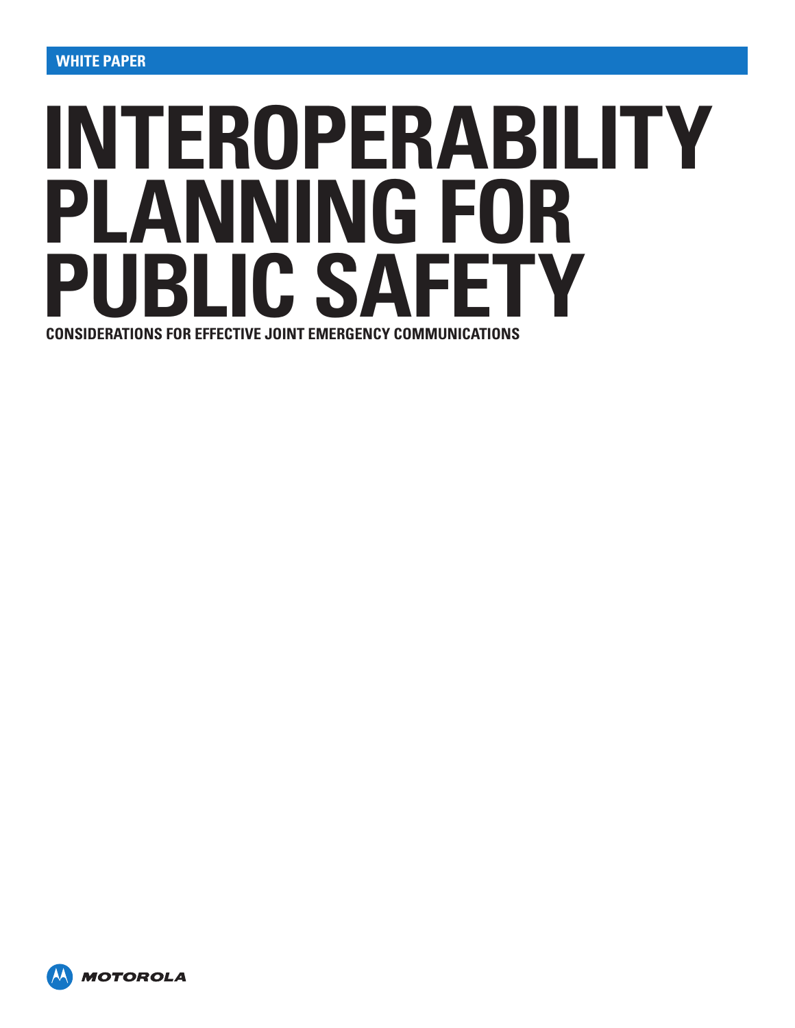WHITE PAPER

# INTEROPERABILITY PLANNING FOR PUBLIC SAFETY

**CONSIDERATIONS FOR EFFECTIVE JOINT EMERGENCY COMMUNICATIONS**

MOTOROLA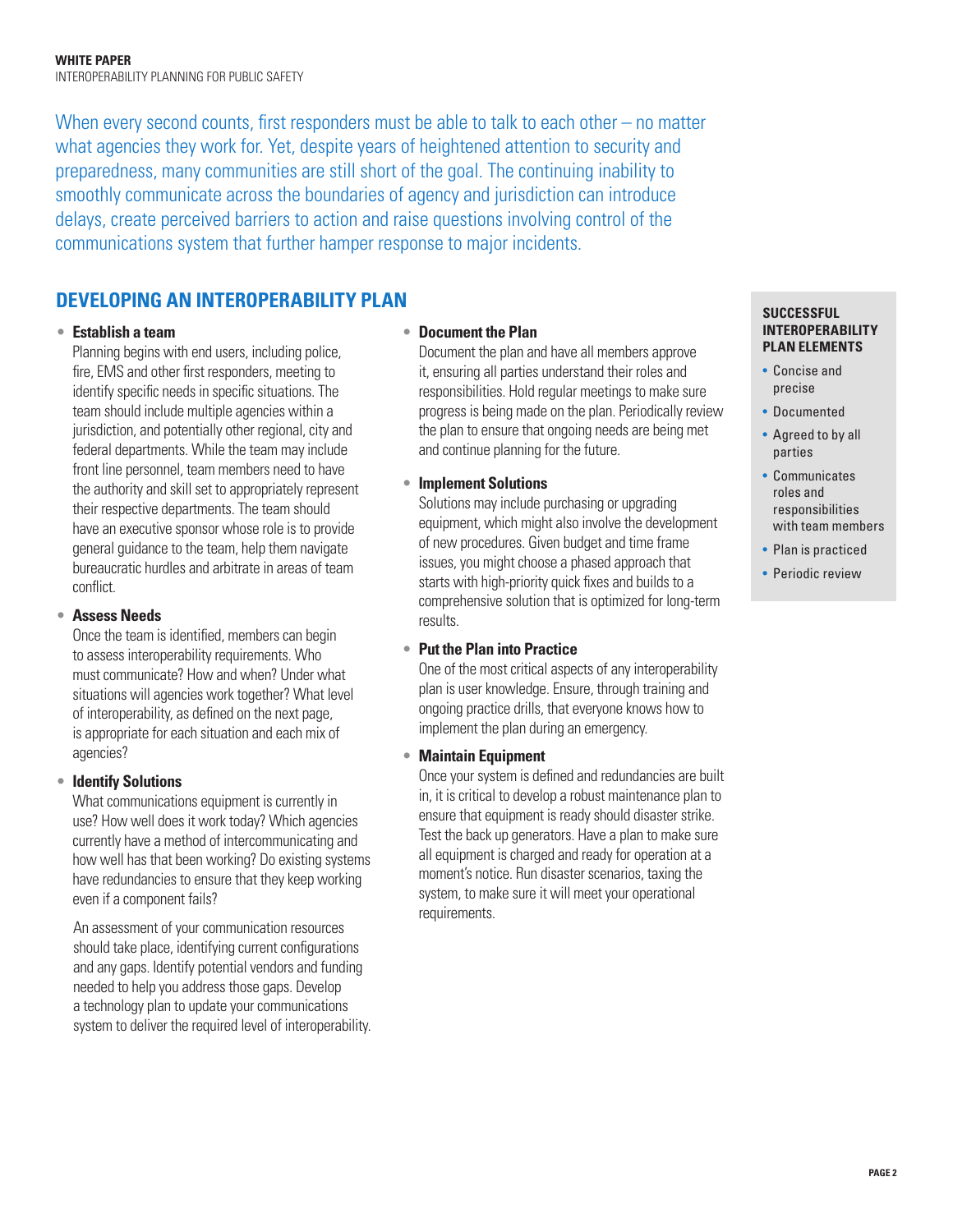When every second counts, first responders must be able to talk to each other – no matter what agencies they work for. Yet, despite years of heightened attention to security and preparedness, many communities are still short of the goal. The continuing inability to smoothly communicate across the boundaries of agency and jurisdiction can introduce delays, create perceived barriers to action and raise questions involving control of the communications system that further hamper response to major incidents.

## DEVELOPING AN INTEROPERABILITY PLAN

- **Establish a team**
  Planning begins with end users, including police, fire, EMS and other first responders, meeting to identify specific needs in specific situations. The team should include multiple agencies within a jurisdiction, and potentially other regional, city and federal departments. While the team may include front line personnel, team members need to have the authority and skill set to appropriately represent their respective departments. The team should have an executive sponsor whose role is to provide general guidance to the team, help them navigate bureaucratic hurdles and arbitrate in areas of team conflict.

- **Assess Needs**
  Once the team is identified, members can begin to assess interoperability requirements. Who must communicate? How and when? Under what situations will agencies work together? What level of interoperability, as defined on the next page, is appropriate for each situation and each mix of agencies?

- **Identify Solutions**
  What communications equipment is currently in use? How well does it work today? Which agencies currently have a method of intercommunicating and how well has that been working? Do existing systems have redundancies to ensure that they keep working even if a component fails?

  An assessment of your communication resources should take place, identifying current configurations and any gaps. Identify potential vendors and funding needed to help you address those gaps. Develop a technology plan to update your communications system to deliver the required level of interoperability.

- **Document the Plan**
  Document the plan and have all members approve it, ensuring all parties understand their roles and responsibilities. Hold regular meetings to make sure progress is being made on the plan. Periodically review the plan to ensure that ongoing needs are being met and continue planning for the future.

- **Implement Solutions**
  Solutions may include purchasing or upgrading equipment, which might also involve the development of new procedures. Given budget and time frame issues, you might choose a phased approach that starts with high-priority quick fixes and builds to a comprehensive solution that is optimized for long-term results.

- **Put the Plan into Practice**
  One of the most critical aspects of any interoperability plan is user knowledge. Ensure, through training and ongoing practice drills, that everyone knows how to implement the plan during an emergency.

- **Maintain Equipment**
  Once your system is defined and redundancies are built in, it is critical to develop a robust maintenance plan to ensure that equipment is ready should disaster strike. Test the back up generators. Have a plan to make sure all equipment is charged and ready for operation at a moment's notice. Run disaster scenarios, taxing the system, to make sure it will meet your operational requirements.

### SUCCESSFUL INTEROPERABILITY PLAN ELEMENTS

- Concise and precise
- Documented
- Agreed to by all parties
- Communicates roles and responsibilities with team members
- Plan is practiced
- Periodic review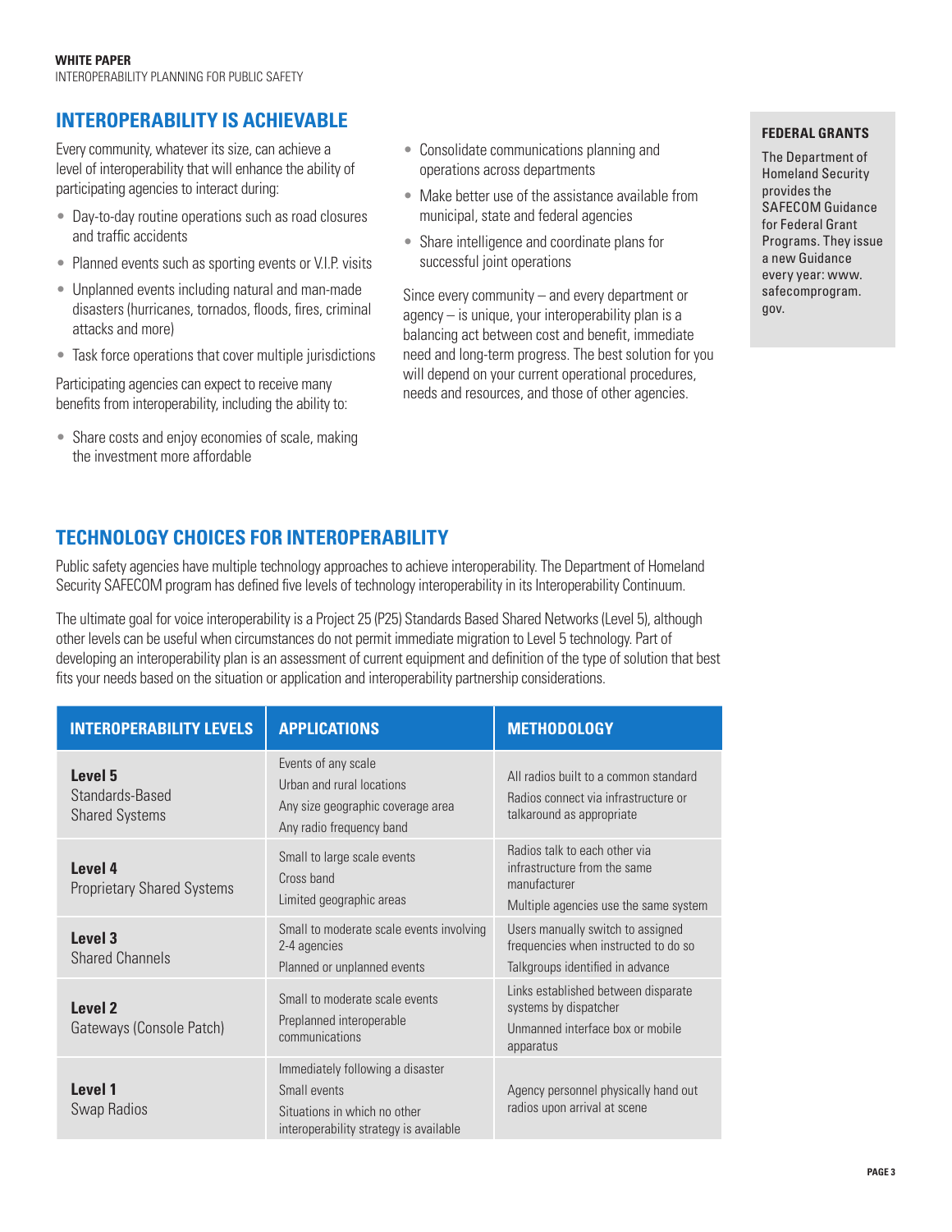## INTEROPERABILITY IS ACHIEVABLE

Every community, whatever its size, can achieve a level of interoperability that will enhance the ability of participating agencies to interact during:

- Day-to-day routine operations such as road closures and traffic accidents
- Planned events such as sporting events or V.I.P. visits
- Unplanned events including natural and man-made disasters (hurricanes, tornados, floods, fires, criminal attacks and more)
- Task force operations that cover multiple jurisdictions

Participating agencies can expect to receive many benefits from interoperability, including the ability to:

- Share costs and enjoy economies of scale, making the investment more affordable
- Consolidate communications planning and operations across departments
- Make better use of the assistance available from municipal, state and federal agencies
- Share intelligence and coordinate plans for successful joint operations

Since every community – and every department or agency – is unique, your interoperability plan is a balancing act between cost and benefit, immediate need and long-term progress. The best solution for you will depend on your current operational procedures, needs and resources, and those of other agencies.

### FEDERAL GRANTS

The Department of Homeland Security provides the SAFECOM Guidance for Federal Grant Programs. They issue a new Guidance every year: www.safecomprogram.gov.

## TECHNOLOGY CHOICES FOR INTEROPERABILITY

Public safety agencies have multiple technology approaches to achieve interoperability. The Department of Homeland Security SAFECOM program has defined five levels of technology interoperability in its Interoperability Continuum.

The ultimate goal for voice interoperability is a Project 25 (P25) Standards Based Shared Networks (Level 5), although other levels can be useful when circumstances do not permit immediate migration to Level 5 technology. Part of developing an interoperability plan is an assessment of current equipment and definition of the type of solution that best fits your needs based on the situation or application and interoperability partnership considerations.

| INTEROPERABILITY LEVELS | APPLICATIONS | METHODOLOGY |
|---|---|---|
| **Level 5** Standards-Based Shared Systems | Events of any scale<br>Urban and rural locations<br>Any size geographic coverage area<br>Any radio frequency band | All radios built to a common standard<br>Radios connect via infrastructure or talkaround as appropriate |
| **Level 4** Proprietary Shared Systems | Small to large scale events<br>Cross band<br>Limited geographic areas | Radios talk to each other via infrastructure from the same manufacturer<br>Multiple agencies use the same system |
| **Level 3** Shared Channels | Small to moderate scale events involving 2-4 agencies<br>Planned or unplanned events | Users manually switch to assigned frequencies when instructed to do so<br>Talkgroups identified in advance |
| **Level 2** Gateways (Console Patch) | Small to moderate scale events<br>Preplanned interoperable communications | Links established between disparate systems by dispatcher<br>Unmanned interface box or mobile apparatus |
| **Level 1** Swap Radios | Immediately following a disaster<br>Small events<br>Situations in which no other interoperability strategy is available | Agency personnel physically hand out radios upon arrival at scene |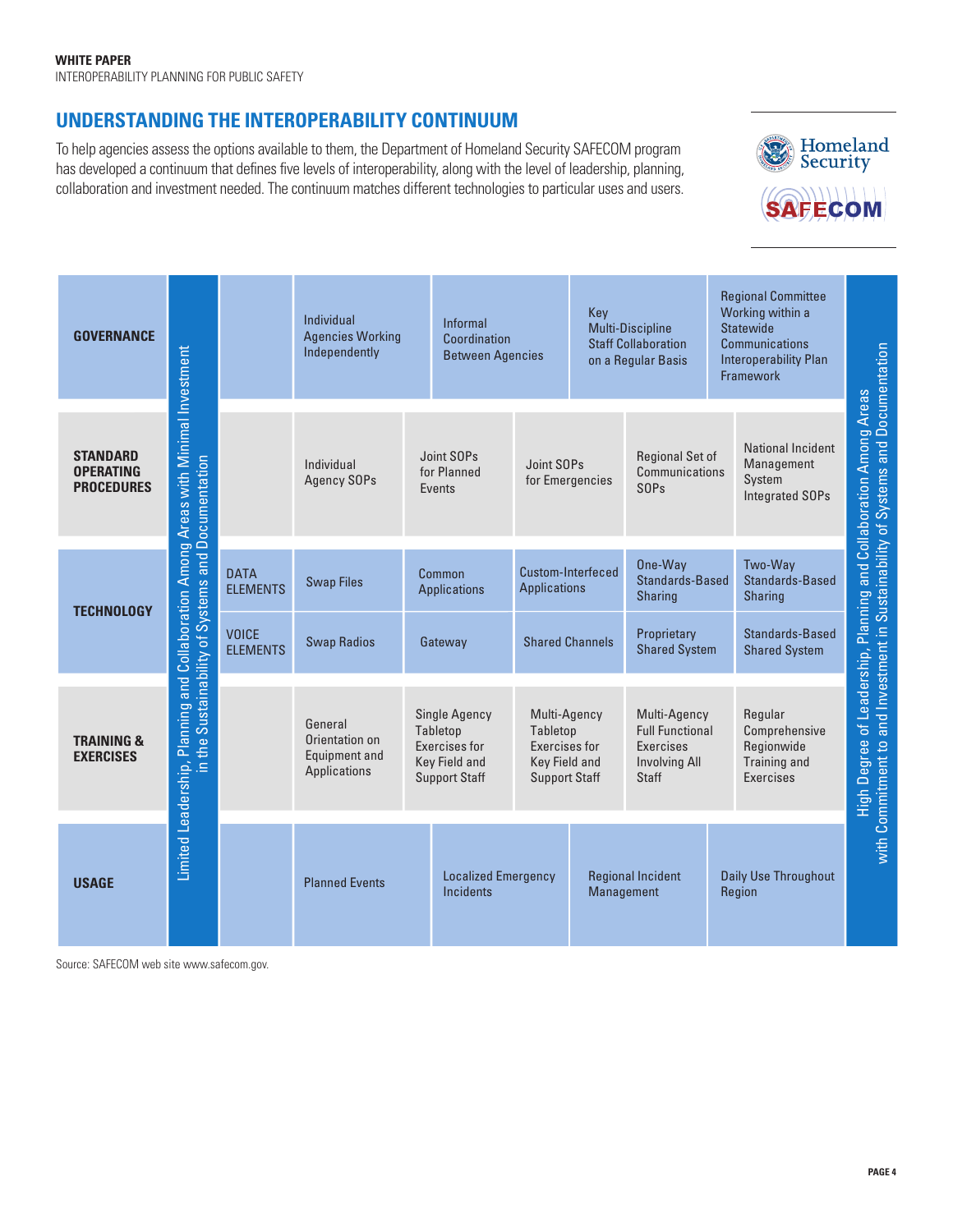## UNDERSTANDING THE INTEROPERABILITY CONTINUUM

To help agencies assess the options available to them, the Department of Homeland Security SAFECOM program has developed a continuum that defines five levels of interoperability, along with the level of leadership, planning, collaboration and investment needed. The continuum matches different technologies to particular uses and users.

Limited Leadership, Planning and Collaboration Among Areas with Minimal Investment in the Sustainability of Systems and Documentation → High Degree of Leadership, Planning and Collaboration Among Areas with Commitment to and Investment in Sustainability of Systems and Documentation

| | | | | | | |
|---|---|---|---|---|---|---|
| **GOVERNANCE** | | Individual Agencies Working Independently | Informal Coordination Between Agencies | | Key Multi-Discipline Staff Collaboration on a Regular Basis | Regional Committee Working within a Statewide Communications Interoperability Plan Framework |
| **STANDARD OPERATING PROCEDURES** | | Individual Agency SOPs | Joint SOPs for Planned Events | Joint SOPs for Emergencies | Regional Set of Communications SOPs | National Incident Management System Integrated SOPs |
| **TECHNOLOGY** | DATA ELEMENTS | Swap Files | Common Applications | Custom-Interfeced Applications | One-Way Standards-Based Sharing | Two-Way Standards-Based Sharing |
| | VOICE ELEMENTS | Swap Radios | Gateway | Shared Channels | Proprietary Shared System | Standards-Based Shared System |
| **TRAINING & EXERCISES** | | General Orientation on Equipment and Applications | Single Agency Tabletop Exercises for Key Field and Support Staff | Multi-Agency Tabletop Exercises for Key Field and Support Staff | Multi-Agency Full Functional Exercises Involving All Staff | Regular Comprehensive Regionwide Training and Exercises |
| **USAGE** | | Planned Events | Localized Emergency Incidents | | Regional Incident Management | Daily Use Throughout Region |

Source: SAFECOM web site www.safecom.gov.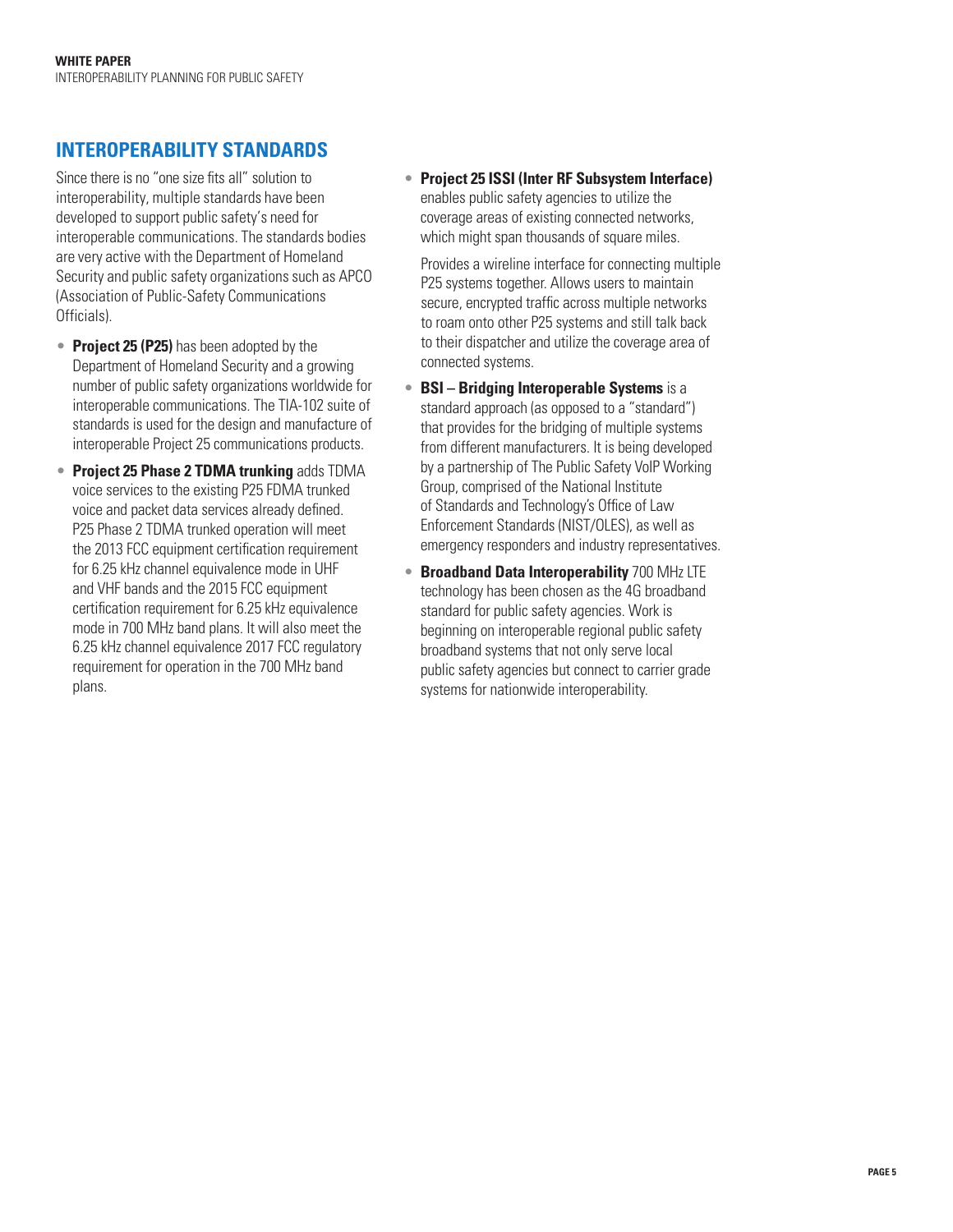## INTEROPERABILITY STANDARDS

Since there is no "one size fits all" solution to interoperability, multiple standards have been developed to support public safety's need for interoperable communications. The standards bodies are very active with the Department of Homeland Security and public safety organizations such as APCO (Association of Public-Safety Communications Officials).

- **Project 25 (P25)** has been adopted by the Department of Homeland Security and a growing number of public safety organizations worldwide for interoperable communications. The TIA-102 suite of standards is used for the design and manufacture of interoperable Project 25 communications products.
- **Project 25 Phase 2 TDMA trunking** adds TDMA voice services to the existing P25 FDMA trunked voice and packet data services already defined. P25 Phase 2 TDMA trunked operation will meet the 2013 FCC equipment certification requirement for 6.25 kHz channel equivalence mode in UHF and VHF bands and the 2015 FCC equipment certification requirement for 6.25 kHz equivalence mode in 700 MHz band plans. It will also meet the 6.25 kHz channel equivalence 2017 FCC regulatory requirement for operation in the 700 MHz band plans.
- **Project 25 ISSI (Inter RF Subsystem Interface)** enables public safety agencies to utilize the coverage areas of existing connected networks, which might span thousands of square miles.

  Provides a wireline interface for connecting multiple P25 systems together. Allows users to maintain secure, encrypted traffic across multiple networks to roam onto other P25 systems and still talk back to their dispatcher and utilize the coverage area of connected systems.
- **BSI – Bridging Interoperable Systems** is a standard approach (as opposed to a "standard") that provides for the bridging of multiple systems from different manufacturers. It is being developed by a partnership of The Public Safety VoIP Working Group, comprised of the National Institute of Standards and Technology's Office of Law Enforcement Standards (NIST/OLES), as well as emergency responders and industry representatives.
- **Broadband Data Interoperability** 700 MHz LTE technology has been chosen as the 4G broadband standard for public safety agencies. Work is beginning on interoperable regional public safety broadband systems that not only serve local public safety agencies but connect to carrier grade systems for nationwide interoperability.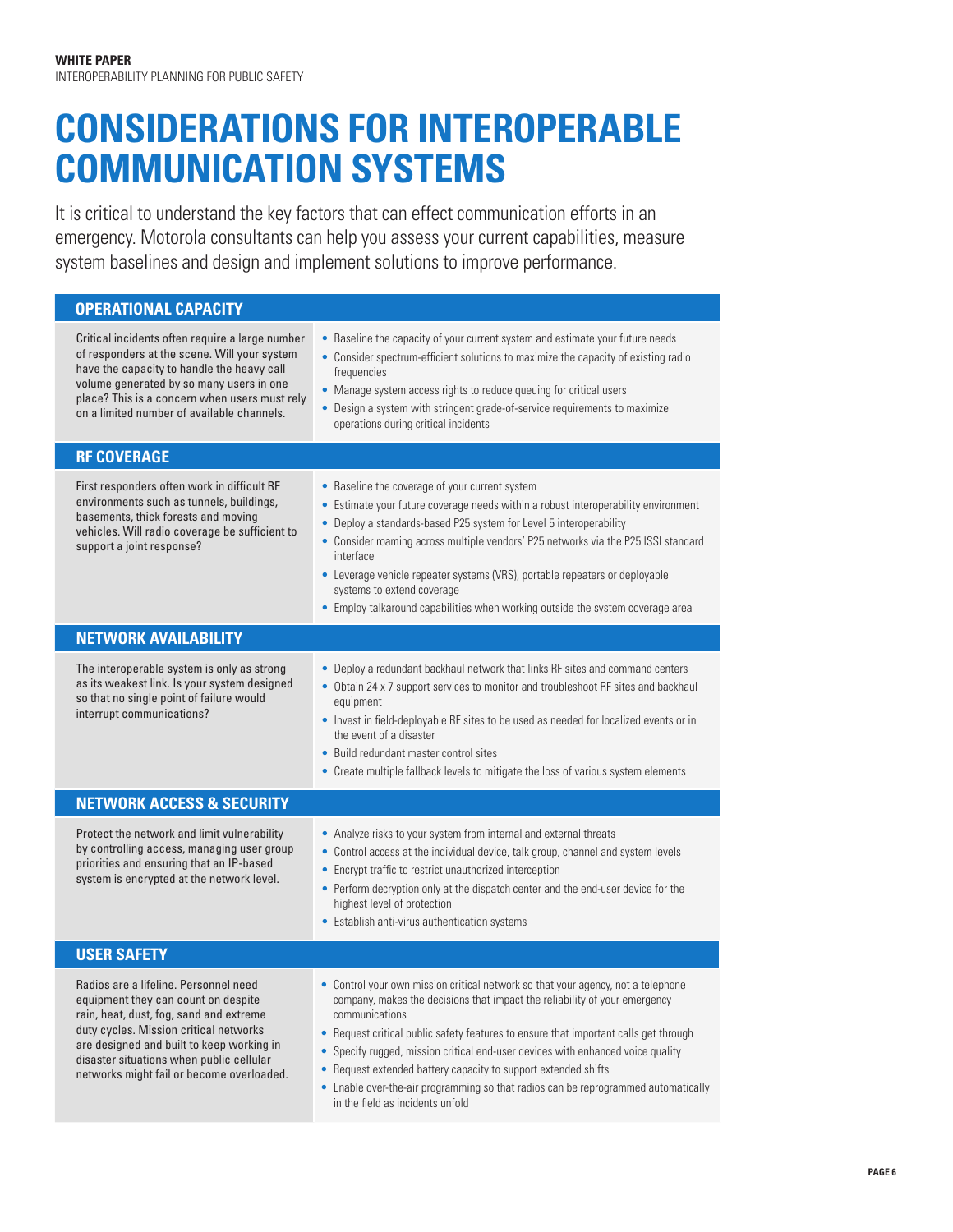# CONSIDERATIONS FOR INTEROPERABLE COMMUNICATION SYSTEMS

It is critical to understand the key factors that can effect communication efforts in an emergency. Motorola consultants can help you assess your current capabilities, measure system baselines and design and implement solutions to improve performance.

## OPERATIONAL CAPACITY

Critical incidents often require a large number of responders at the scene. Will your system have the capacity to handle the heavy call volume generated by so many users in one place? This is a concern when users must rely on a limited number of available channels.

- Baseline the capacity of your current system and estimate your future needs
- Consider spectrum-efficient solutions to maximize the capacity of existing radio frequencies
- Manage system access rights to reduce queuing for critical users
- Design a system with stringent grade-of-service requirements to maximize operations during critical incidents

## RF COVERAGE

First responders often work in difficult RF environments such as tunnels, buildings, basements, thick forests and moving vehicles. Will radio coverage be sufficient to support a joint response?

- Baseline the coverage of your current system
- Estimate your future coverage needs within a robust interoperability environment
- Deploy a standards-based P25 system for Level 5 interoperability
- Consider roaming across multiple vendors' P25 networks via the P25 ISSI standard interface
- Leverage vehicle repeater systems (VRS), portable repeaters or deployable systems to extend coverage
- Employ talkaround capabilities when working outside the system coverage area

## NETWORK AVAILABILITY

The interoperable system is only as strong as its weakest link. Is your system designed so that no single point of failure would interrupt communications?

- Deploy a redundant backhaul network that links RF sites and command centers
- Obtain 24 x 7 support services to monitor and troubleshoot RF sites and backhaul equipment
- Invest in field-deployable RF sites to be used as needed for localized events or in the event of a disaster
- Build redundant master control sites
- Create multiple fallback levels to mitigate the loss of various system elements

## NETWORK ACCESS & SECURITY

Protect the network and limit vulnerability by controlling access, managing user group priorities and ensuring that an IP-based system is encrypted at the network level.

- Analyze risks to your system from internal and external threats
- Control access at the individual device, talk group, channel and system levels
- Encrypt traffic to restrict unauthorized interception
- Perform decryption only at the dispatch center and the end-user device for the highest level of protection
- Establish anti-virus authentication systems

## USER SAFETY

Radios are a lifeline. Personnel need equipment they can count on despite rain, heat, dust, fog, sand and extreme duty cycles. Mission critical networks are designed and built to keep working in disaster situations when public cellular networks might fail or become overloaded.

- Control your own mission critical network so that your agency, not a telephone company, makes the decisions that impact the reliability of your emergency communications
- Request critical public safety features to ensure that important calls get through
- Specify rugged, mission critical end-user devices with enhanced voice quality
- Request extended battery capacity to support extended shifts
- Enable over-the-air programming so that radios can be reprogrammed automatically in the field as incidents unfold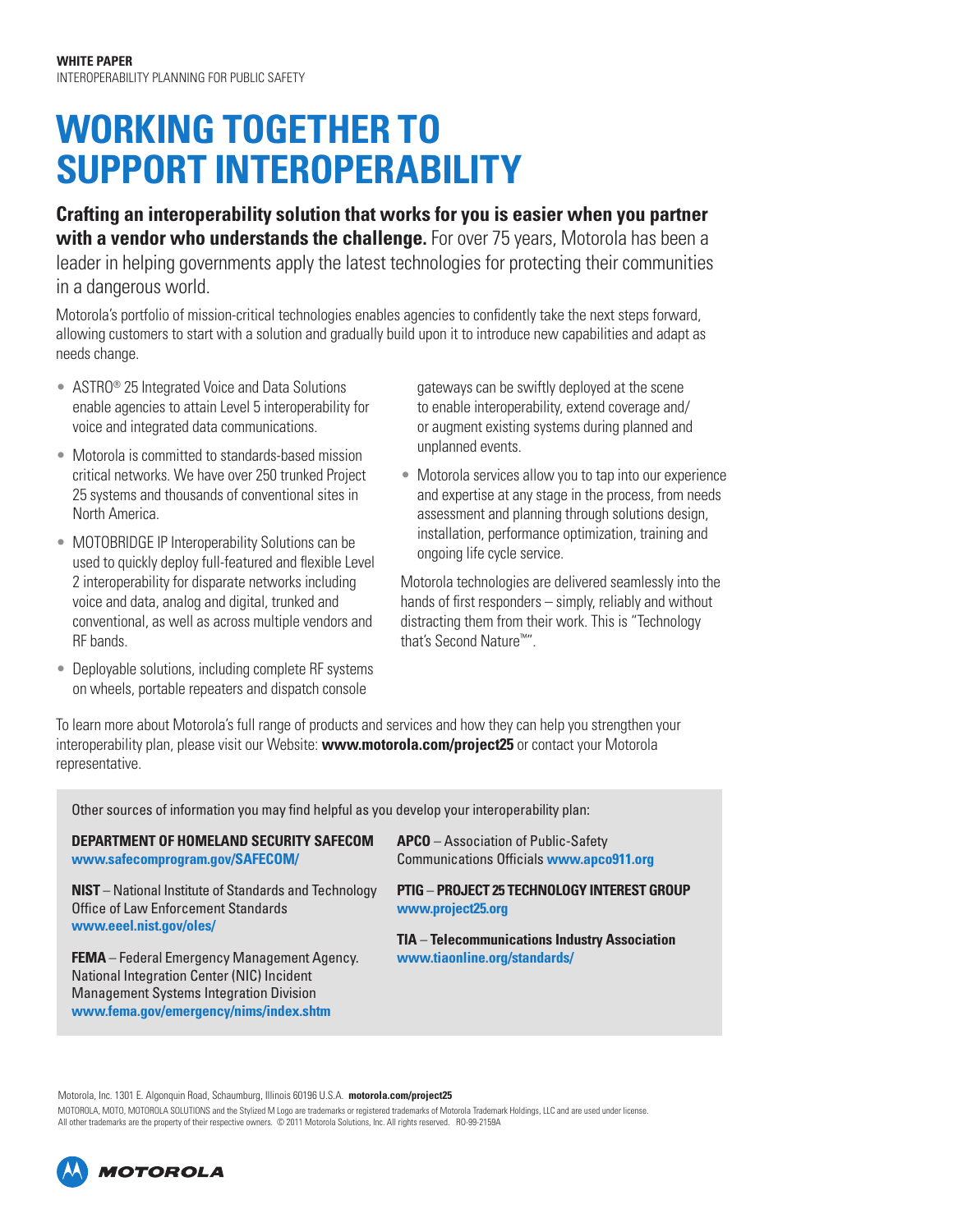**WHITE PAPER**
INTEROPERABILITY PLANNING FOR PUBLIC SAFETY

# WORKING TOGETHER TO SUPPORT INTEROPERABILITY

**Crafting an interoperability solution that works for you is easier when you partner with a vendor who understands the challenge.** For over 75 years, Motorola has been a leader in helping governments apply the latest technologies for protecting their communities in a dangerous world.

Motorola's portfolio of mission-critical technologies enables agencies to confidently take the next steps forward, allowing customers to start with a solution and gradually build upon it to introduce new capabilities and adapt as needs change.

- ASTRO® 25 Integrated Voice and Data Solutions enable agencies to attain Level 5 interoperability for voice and integrated data communications.
- Motorola is committed to standards-based mission critical networks. We have over 250 trunked Project 25 systems and thousands of conventional sites in North America.
- MOTOBRIDGE IP Interoperability Solutions can be used to quickly deploy full-featured and flexible Level 2 interoperability for disparate networks including voice and data, analog and digital, trunked and conventional, as well as across multiple vendors and RF bands.
- Deployable solutions, including complete RF systems on wheels, portable repeaters and dispatch console gateways can be swiftly deployed at the scene to enable interoperability, extend coverage and/or augment existing systems during planned and unplanned events.
- Motorola services allow you to tap into our experience and expertise at any stage in the process, from needs assessment and planning through solutions design, installation, performance optimization, training and ongoing life cycle service.

Motorola technologies are delivered seamlessly into the hands of first responders – simply, reliably and without distracting them from their work. This is "Technology that's Second Nature™".

To learn more about Motorola's full range of products and services and how they can help you strengthen your interoperability plan, please visit our Website: **www.motorola.com/project25** or contact your Motorola representative.

Other sources of information you may find helpful as you develop your interoperability plan:

**DEPARTMENT OF HOMELAND SECURITY SAFECOM**
**www.safecomprogram.gov/SAFECOM/**

**NIST** – National Institute of Standards and Technology Office of Law Enforcement Standards
**www.eeel.nist.gov/oles/**

**FEMA** – Federal Emergency Management Agency. National Integration Center (NIC) Incident Management Systems Integration Division
**www.fema.gov/emergency/nims/index.shtm**

**APCO** – Association of Public-Safety Communications Officials **www.apco911.org**

**PTIG – PROJECT 25 TECHNOLOGY INTEREST GROUP**
**www.project25.org**

**TIA – Telecommunications Industry Association**
**www.tiaonline.org/standards/**

Motorola, Inc. 1301 E. Algonquin Road, Schaumburg, Illinois 60196 U.S.A. **motorola.com/project25**

MOTOROLA, MOTO, MOTOROLA SOLUTIONS and the Stylized M Logo are trademarks or registered trademarks of Motorola Trademark Holdings, LLC and are used under license. All other trademarks are the property of their respective owners. © 2011 Motorola Solutions, Inc. All rights reserved. RO-99-2159A

MOTOROLA